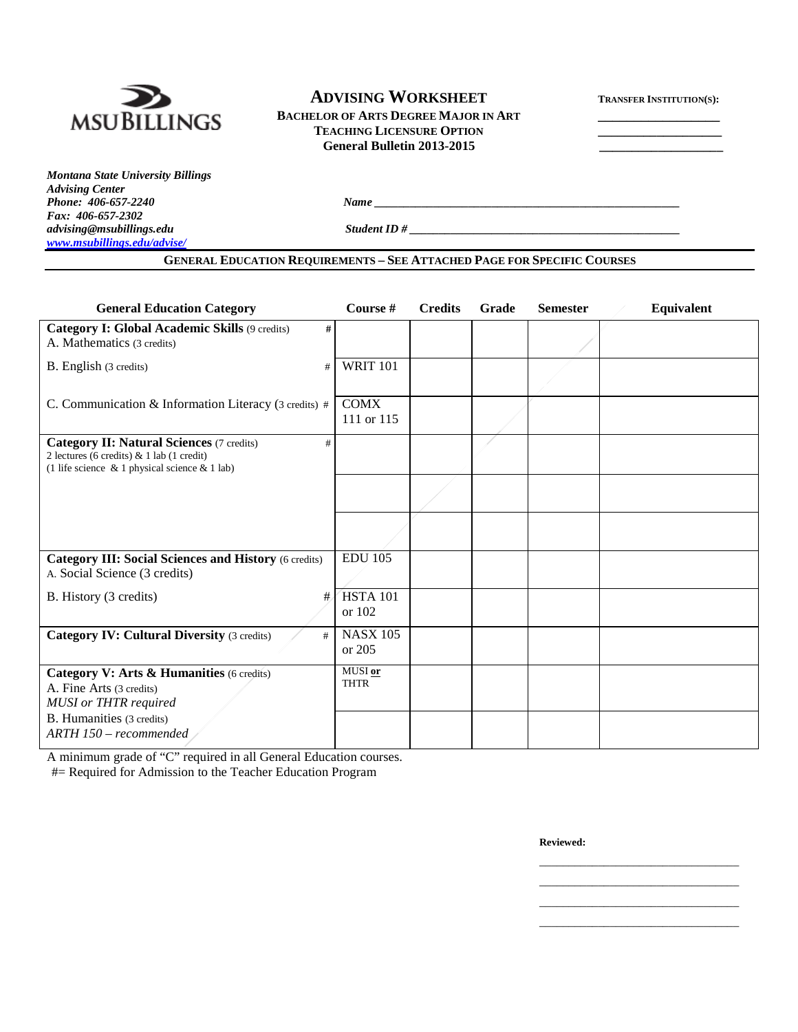MSU BILLINGS

# ADVISING WORKSHEET

**BACHELOR OF ARTS DEGREE MAJOR IN ART**
**TEACHING LICENSURE OPTION**
**General Bulletin 2013-2015**

**TRANSFER INSTITUTION(S):**
___________________
___________________
___________________

***Montana State University Billings***
***Advising Center***
***Phone: 406-657-2240***
***Fax: 406-657-2302***
***advising@msubillings.edu***
***www.msubillings.edu/advise/***

***Name*** ______________________________________________

***Student ID #*** ______________________________________________

**GENERAL EDUCATION REQUIREMENTS – SEE ATTACHED PAGE FOR SPECIFIC COURSES**

| General Education Category | Course # | Credits | Grade | Semester | Equivalent |
|---|---|---|---|---|---|
| **Category I: Global Academic Skills** (9 credits) # <br> A. Mathematics (3 credits) | | | | | |
| B. English (3 credits) # | WRIT 101 | | | | |
| C. Communication & Information Literacy (3 credits) # | COMX 111 or 115 | | | | |
| **Category II: Natural Sciences** (7 credits) # <br> 2 lectures (6 credits) & 1 lab (1 credit) <br> (1 life science & 1 physical science & 1 lab) | | | | | |
| | | | | | |
| | | | | | |
| **Category III: Social Sciences and History** (6 credits) <br> A. Social Science (3 credits) | EDU 105 | | | | |
| B. History (3 credits) # | HSTA 101 or 102 | | | | |
| **Category IV: Cultural Diversity** (3 credits) # | NASX 105 or 205 | | | | |
| **Category V: Arts & Humanities** (6 credits) <br> A. Fine Arts (3 credits) <br> *MUSI or THTR required* | MUSI **or** THTR | | | | |
| B. Humanities (3 credits) <br> *ARTH 150 – recommended* | | | | | |

A minimum grade of "C" required in all General Education courses.

#= Required for Admission to the Teacher Education Program

**Reviewed:**

___________________________________
___________________________________
___________________________________
___________________________________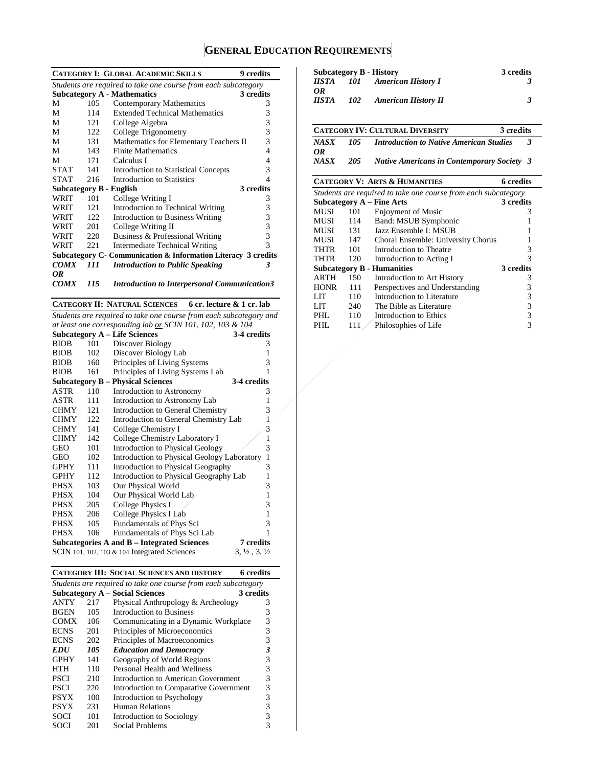# General Education Requirements

| **Category I: Global Academic Skills** | | | **9 credits** |
|---|---|---|---|
| *Students are required to take one course from each subcategory* | | | |
| **Subcategory A - Mathematics** | | | **3 credits** |
| M | 105 | Contemporary Mathematics | 3 |
| M | 114 | Extended Technical Mathematics | 3 |
| M | 121 | College Algebra | 3 |
| M | 122 | College Trigonometry | 3 |
| M | 131 | Mathematics for Elementary Teachers II | 3 |
| M | 143 | Finite Mathematics | 4 |
| M | 171 | Calculus I | 4 |
| STAT | 141 | Introduction to Statistical Concepts | 3 |
| STAT | 216 | Introduction to Statistics | 4 |
| **Subcategory B - English** | | | **3 credits** |
| WRIT | 101 | College Writing I | 3 |
| WRIT | 121 | Introduction to Technical Writing | 3 |
| WRIT | 122 | Introduction to Business Writing | 3 |
| WRIT | 201 | College Writing II | 3 |
| WRIT | 220 | Business & Professional Writing | 3 |
| WRIT | 221 | Intermediate Technical Writing | 3 |
| **Subcategory C- Communication & Information Literacy** | | | **3 credits** |
| ***COMX*** | ***111*** | ***Introduction to Public Speaking*** | ***3*** |
| ***OR*** | | | |
| ***COMX*** | ***115*** | ***Introduction to Interpersonal Communication*** | ***3*** |

| **Category II: Natural Sciences** | | | **6 cr. lecture & 1 cr. lab** |
|---|---|---|---|
| *Students are required to take one course from each subcategory and at least one corresponding lab* ***or*** *SCIN 101, 102, 103 & 104* | | | |
| **Subcategory A – Life Sciences** | | | **3-4 credits** |
| BIOB | 101 | Discover Biology | 3 |
| BIOB | 102 | Discover Biology Lab | 1 |
| BIOB | 160 | Principles of Living Systems | 3 |
| BIOB | 161 | Principles of Living Systems Lab | 1 |
| **Subcategory B – Physical Sciences** | | | **3-4 credits** |
| ASTR | 110 | Introduction to Astronomy | 3 |
| ASTR | 111 | Introduction to Astronomy Lab | 1 |
| CHMY | 121 | Introduction to General Chemistry | 3 |
| CHMY | 122 | Introduction to General Chemistry Lab | 1 |
| CHMY | 141 | College Chemistry I | 3 |
| CHMY | 142 | College Chemistry Laboratory I | 1 |
| GEO | 101 | Introduction to Physical Geology | 3 |
| GEO | 102 | Introduction to Physical Geology Laboratory | 1 |
| GPHY | 111 | Introduction to Physical Geography | 3 |
| GPHY | 112 | Introduction to Physical Geography Lab | 1 |
| PHSX | 103 | Our Physical World | 3 |
| PHSX | 104 | Our Physical World Lab | 1 |
| PHSX | 205 | College Physics I | 3 |
| PHSX | 206 | College Physics I Lab | 1 |
| PHSX | 105 | Fundamentals of Phys Sci | 3 |
| PHSX | 106 | Fundamentals of Phys Sci Lab | 1 |
| **Subcategories A and B – Integrated Sciences** | | | **7 credits** |
| SCIN 101, 102, 103 & 104 Integrated Sciences | | | 3, ½ , 3, ½ |

| **Category III: Social Sciences and History** | | | **6 credits** |
|---|---|---|---|
| *Students are required to take one course from each subcategory* | | | |
| **Subcategory A – Social Sciences** | | | **3 credits** |
| ANTY | 217 | Physical Anthropology & Archeology | 3 |
| BGEN | 105 | Introduction to Business | 3 |
| COMX | 106 | Communicating in a Dynamic Workplace | 3 |
| ECNS | 201 | Principles of Microeconomics | 3 |
| ECNS | 202 | Principles of Macroeconomics | 3 |
| ***EDU*** | ***105*** | ***Education and Democracy*** | ***3*** |
| GPHY | 141 | Geography of World Regions | 3 |
| HTH | 110 | Personal Health and Wellness | 3 |
| PSCI | 210 | Introduction to American Government | 3 |
| PSCI | 220 | Introduction to Comparative Government | 3 |
| PSYX | 100 | Introduction to Psychology | 3 |
| PSYX | 231 | Human Relations | 3 |
| SOCI | 101 | Introduction to Sociology | 3 |
| SOCI | 201 | Social Problems | 3 |
| **Subcategory B - History** | | | **3 credits** |
| ***HSTA*** | ***101*** | ***American History I*** | ***3*** |
| ***OR*** | | | |
| ***HSTA*** | ***102*** | ***American History II*** | ***3*** |

| **Category IV: Cultural Diversity** | | | **3 credits** |
|---|---|---|---|
| ***NASX*** | ***105*** | ***Introduction to Native American Studies*** | ***3*** |
| ***OR*** | | | |
| ***NASX*** | ***205*** | ***Native Americans in Contemporary Society*** | ***3*** |

| **Category V: Arts & Humanities** | | | **6 credits** |
|---|---|---|---|
| *Students are required to take one course from each subcategory* | | | |
| **Subcategory A – Fine Arts** | | | **3 credits** |
| MUSI | 101 | Enjoyment of Music | 3 |
| MUSI | 114 | Band: MSUB Symphonic | 1 |
| MUSI | 131 | Jazz Ensemble I: MSUB | 1 |
| MUSI | 147 | Choral Ensemble: University Chorus | 1 |
| THTR | 101 | Introduction to Theatre | 3 |
| THTR | 120 | Introduction to Acting I | 3 |
| **Subcategory B - Humanities** | | | **3 credits** |
| ARTH | 150 | Introduction to Art History | 3 |
| HONR | 111 | Perspectives and Understanding | 3 |
| LIT | 110 | Introduction to Literature | 3 |
| LIT | 240 | The Bible as Literature | 3 |
| PHL | 110 | Introduction to Ethics | 3 |
| PHL | 111 | Philosophies of Life | 3 |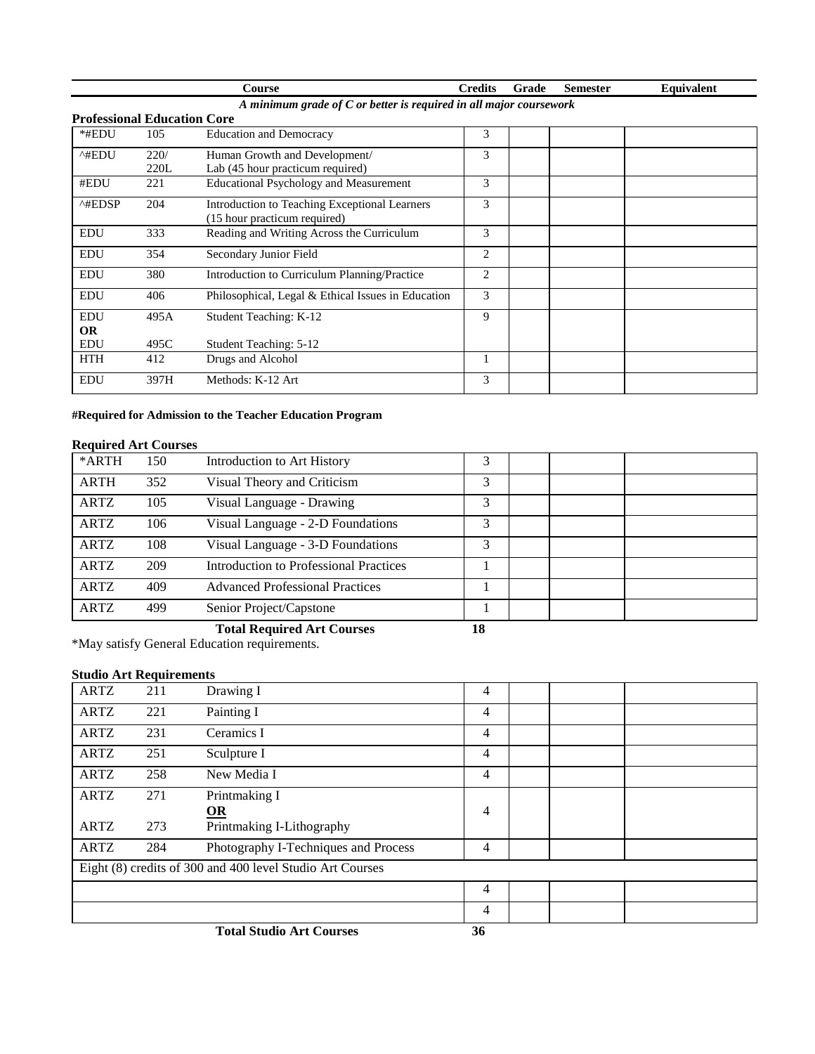| | | Course | Credits | Grade | Semester | Equivalent |
|---|---|---|---|---|---|---|

*A minimum grade of C or better is required in all major coursework*

### Professional Education Core

| | | Course | Credits | Grade | Semester | Equivalent |
|---|---|---|---|---|---|---|
| *#EDU | 105 | Education and Democracy | 3 | | | |
| ^#EDU | 220/ 220L | Human Growth and Development/ Lab (45 hour practicum required) | 3 | | | |
| #EDU | 221 | Educational Psychology and Measurement | 3 | | | |
| ^#EDSP | 204 | Introduction to Teaching Exceptional Learners (15 hour practicum required) | 3 | | | |
| EDU | 333 | Reading and Writing Across the Curriculum | 3 | | | |
| EDU | 354 | Secondary Junior Field | 2 | | | |
| EDU | 380 | Introduction to Curriculum Planning/Practice | 2 | | | |
| EDU | 406 | Philosophical, Legal & Ethical Issues in Education | 3 | | | |
| EDU **OR** EDU | 495A / 495C | Student Teaching: K-12 / Student Teaching: 5-12 | 9 | | | |
| HTH | 412 | Drugs and Alcohol | 1 | | | |
| EDU | 397H | Methods: K-12 Art | 3 | | | |

**#Required for Admission to the Teacher Education Program**

### Required Art Courses

| | | Course | Credits | Grade | Semester | Equivalent |
|---|---|---|---|---|---|---|
| *ARTH | 150 | Introduction to Art History | 3 | | | |
| ARTH | 352 | Visual Theory and Criticism | 3 | | | |
| ARTZ | 105 | Visual Language - Drawing | 3 | | | |
| ARTZ | 106 | Visual Language - 2-D Foundations | 3 | | | |
| ARTZ | 108 | Visual Language - 3-D Foundations | 3 | | | |
| ARTZ | 209 | Introduction to Professional Practices | 1 | | | |
| ARTZ | 409 | Advanced Professional Practices | 1 | | | |
| ARTZ | 499 | Senior Project/Capstone | 1 | | | |
| | | **Total Required Art Courses** | **18** | | | |

*May satisfy General Education requirements.

### Studio Art Requirements

| | | Course | Credits | Grade | Semester | Equivalent |
|---|---|---|---|---|---|---|
| ARTZ | 211 | Drawing I | 4 | | | |
| ARTZ | 221 | Painting I | 4 | | | |
| ARTZ | 231 | Ceramics I | 4 | | | |
| ARTZ | 251 | Sculpture I | 4 | | | |
| ARTZ | 258 | New Media I | 4 | | | |
| ARTZ / ARTZ | 271 / 273 | Printmaking I **OR** Printmaking I-Lithography | 4 | | | |
| ARTZ | 284 | Photography I-Techniques and Process | 4 | | | |
| Eight (8) credits of 300 and 400 level Studio Art Courses | | | | | | |
| | | | 4 | | | |
| | | | 4 | | | |
| | | **Total Studio Art Courses** | **36** | | | |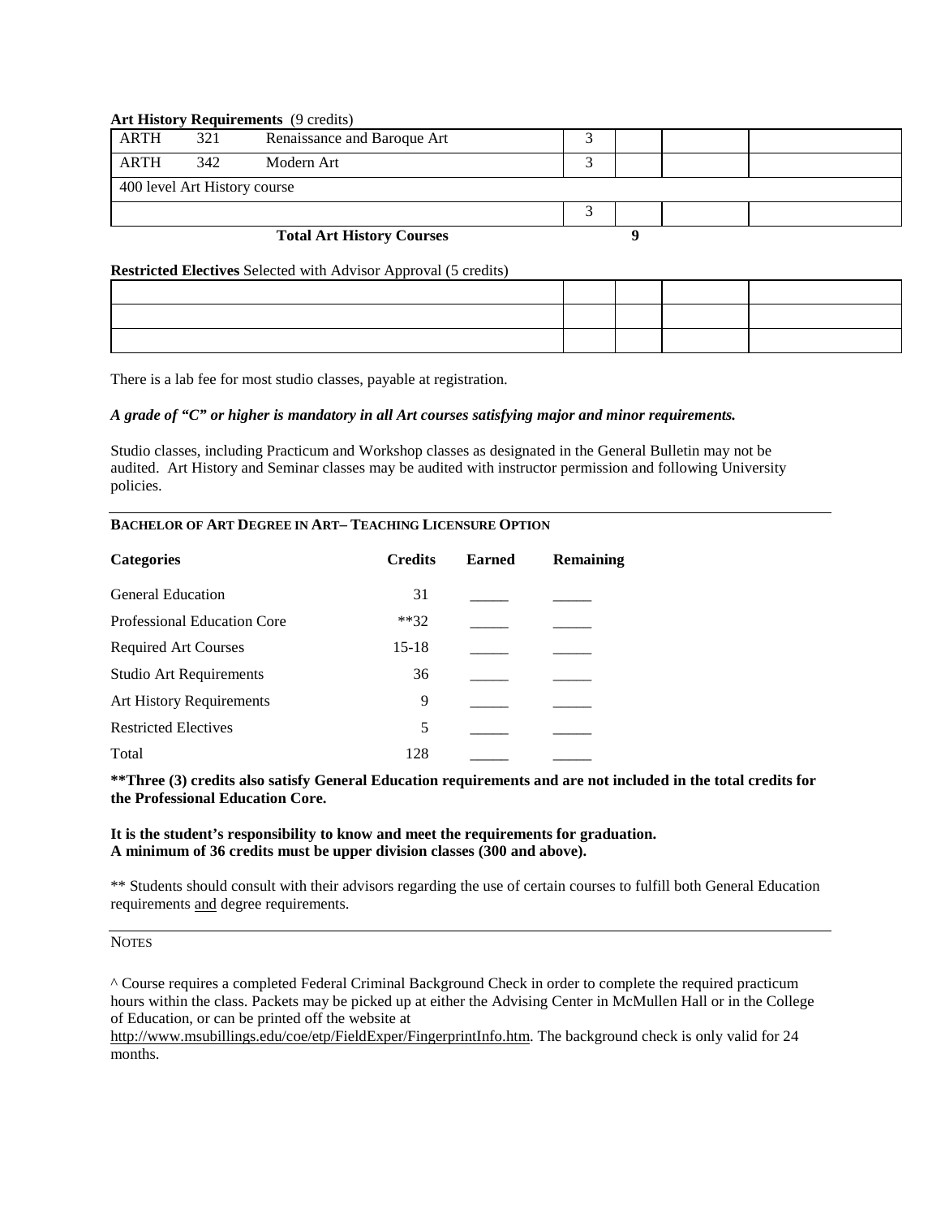**Art History Requirements** (9 credits)

| | | | | | | |
|---|---|---|---|---|---|---|
| ARTH | 321 | Renaissance and Baroque Art | 3 | | | |
| ARTH | 342 | Modern Art | 3 | | | |
| 400 level Art History course | | | | | | |
| | | | 3 | | | |

**Total Art History Courses** **9**

**Restricted Electives** Selected with Advisor Approval (5 credits)

| | | | | |
|---|---|---|---|---|
| | | | | |
| | | | | |
| | | | | |

There is a lab fee for most studio classes, payable at registration.

***A grade of "C" or higher is mandatory in all Art courses satisfying major and minor requirements.***

Studio classes, including Practicum and Workshop classes as designated in the General Bulletin may not be audited. Art History and Seminar classes may be audited with instructor permission and following University policies.

## BACHELOR OF ART DEGREE IN ART– TEACHING LICENSURE OPTION

| **Categories** | **Credits** | **Earned** | **Remaining** |
|---|---|---|---|
| General Education | 31 | _____ | _____ |
| Professional Education Core | **32 | _____ | _____ |
| Required Art Courses | 15-18 | _____ | _____ |
| Studio Art Requirements | 36 | _____ | _____ |
| Art History Requirements | 9 | _____ | _____ |
| Restricted Electives | 5 | _____ | _____ |
| Total | 128 | _____ | _____ |

**\*\*Three (3) credits also satisfy General Education requirements and are not included in the total credits for the Professional Education Core.**

**It is the student's responsibility to know and meet the requirements for graduation.**
**A minimum of 36 credits must be upper division classes (300 and above).**

** Students should consult with their advisors regarding the use of certain courses to fulfill both General Education requirements and degree requirements.

NOTES

^ Course requires a completed Federal Criminal Background Check in order to complete the required practicum hours within the class. Packets may be picked up at either the Advising Center in McMullen Hall or in the College of Education, or can be printed off the website at http://www.msubillings.edu/coe/etp/FieldExper/FingerprintInfo.htm. The background check is only valid for 24 months.